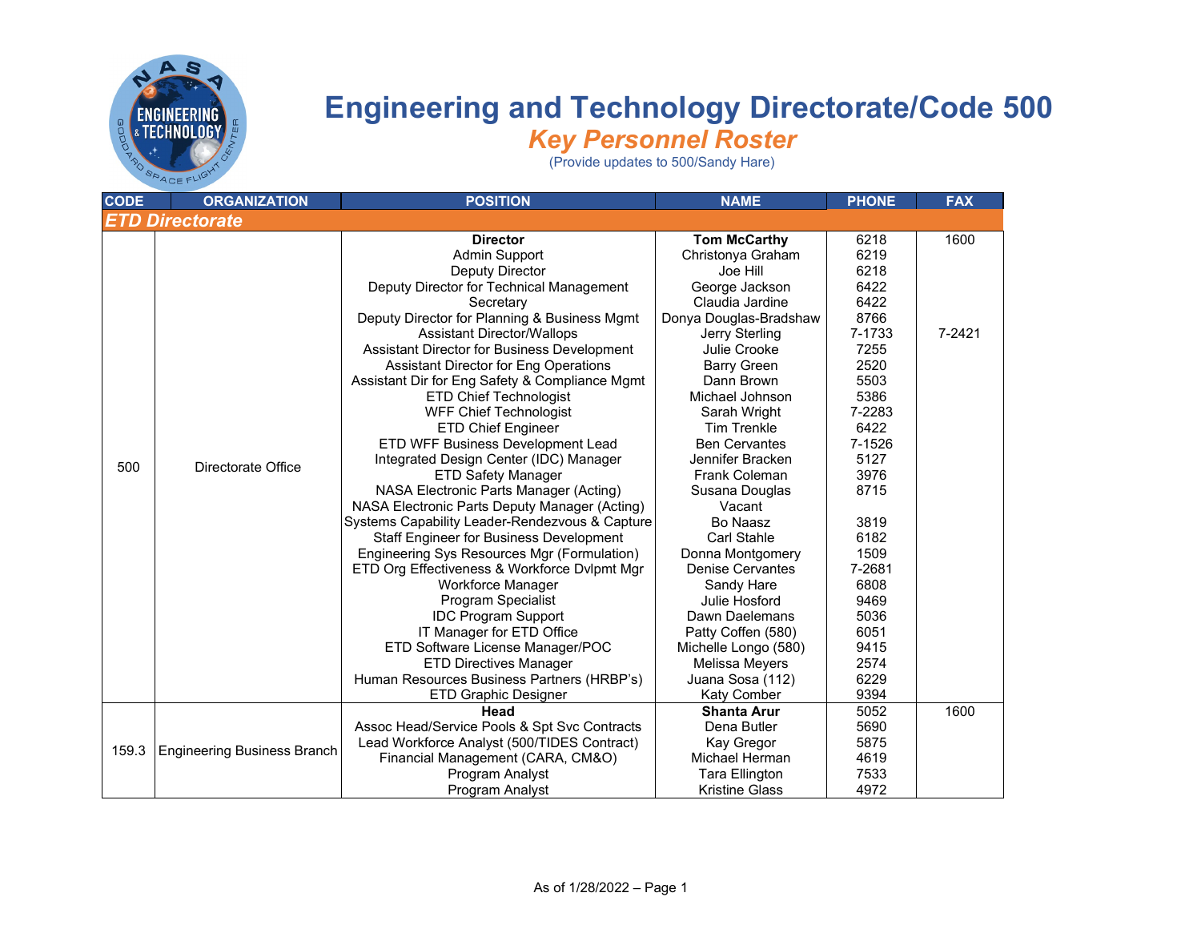# Engineering and Technology Directorate/Code 500

## *Key Personnel Roster*

(Provide updates to 500/Sandy Hare)

| CODE | ORGANIZATION | POSITION | NAME | PHONE | FAX |
|---|---|---|---|---|---|
| ***ETD Directorate*** | | | | | |
| 500 | Directorate Office | **Director** | **Tom McCarthy** | 6218 | 1600 |
| | | Admin Support | Christonya Graham | 6219 | |
| | | Deputy Director | Joe Hill | 6218 | |
| | | Deputy Director for Technical Management | George Jackson | 6422 | |
| | | Secretary | Claudia Jardine | 6422 | |
| | | Deputy Director for Planning & Business Mgmt | Donya Douglas-Bradshaw | 8766 | |
| | | Assistant Director/Wallops | Jerry Sterling | 7-1733 | 7-2421 |
| | | Assistant Director for Business Development | Julie Crooke | 7255 | |
| | | Assistant Director for Eng Operations | Barry Green | 2520 | |
| | | Assistant Dir for Eng Safety & Compliance Mgmt | Dann Brown | 5503 | |
| | | ETD Chief Technologist | Michael Johnson | 5386 | |
| | | WFF Chief Technologist | Sarah Wright | 7-2283 | |
| | | ETD Chief Engineer | Tim Trenkle | 6422 | |
| | | ETD WFF Business Development Lead | Ben Cervantes | 7-1526 | |
| | | Integrated Design Center (IDC) Manager | Jennifer Bracken | 5127 | |
| | | ETD Safety Manager | Frank Coleman | 3976 | |
| | | NASA Electronic Parts Manager (Acting) | Susana Douglas | 8715 | |
| | | NASA Electronic Parts Deputy Manager (Acting) | Vacant | | |
| | | Systems Capability Leader-Rendezvous & Capture | Bo Naasz | 3819 | |
| | | Staff Engineer for Business Development | Carl Stahle | 6182 | |
| | | Engineering Sys Resources Mgr (Formulation) | Donna Montgomery | 1509 | |
| | | ETD Org Effectiveness & Workforce Dvlpmt Mgr | Denise Cervantes | 7-2681 | |
| | | Workforce Manager | Sandy Hare | 6808 | |
| | | Program Specialist | Julie Hosford | 9469 | |
| | | IDC Program Support | Dawn Daelemans | 5036 | |
| | | IT Manager for ETD Office | Patty Coffen (580) | 6051 | |
| | | ETD Software License Manager/POC | Michelle Longo (580) | 9415 | |
| | | ETD Directives Manager | Melissa Meyers | 2574 | |
| | | Human Resources Business Partners (HRBP's) | Juana Sosa (112) | 6229 | |
| | | ETD Graphic Designer | Katy Comber | 9394 | |
| 159.3 | Engineering Business Branch | **Head** | **Shanta Arur** | 5052 | 1600 |
| | | Assoc Head/Service Pools & Spt Svc Contracts | Dena Butler | 5690 | |
| | | Lead Workforce Analyst (500/TIDES Contract) | Kay Gregor | 5875 | |
| | | Financial Management (CARA, CM&O) | Michael Herman | 4619 | |
| | | Program Analyst | Tara Ellington | 7533 | |
| | | Program Analyst | Kristine Glass | 4972 | |

As of 1/28/2022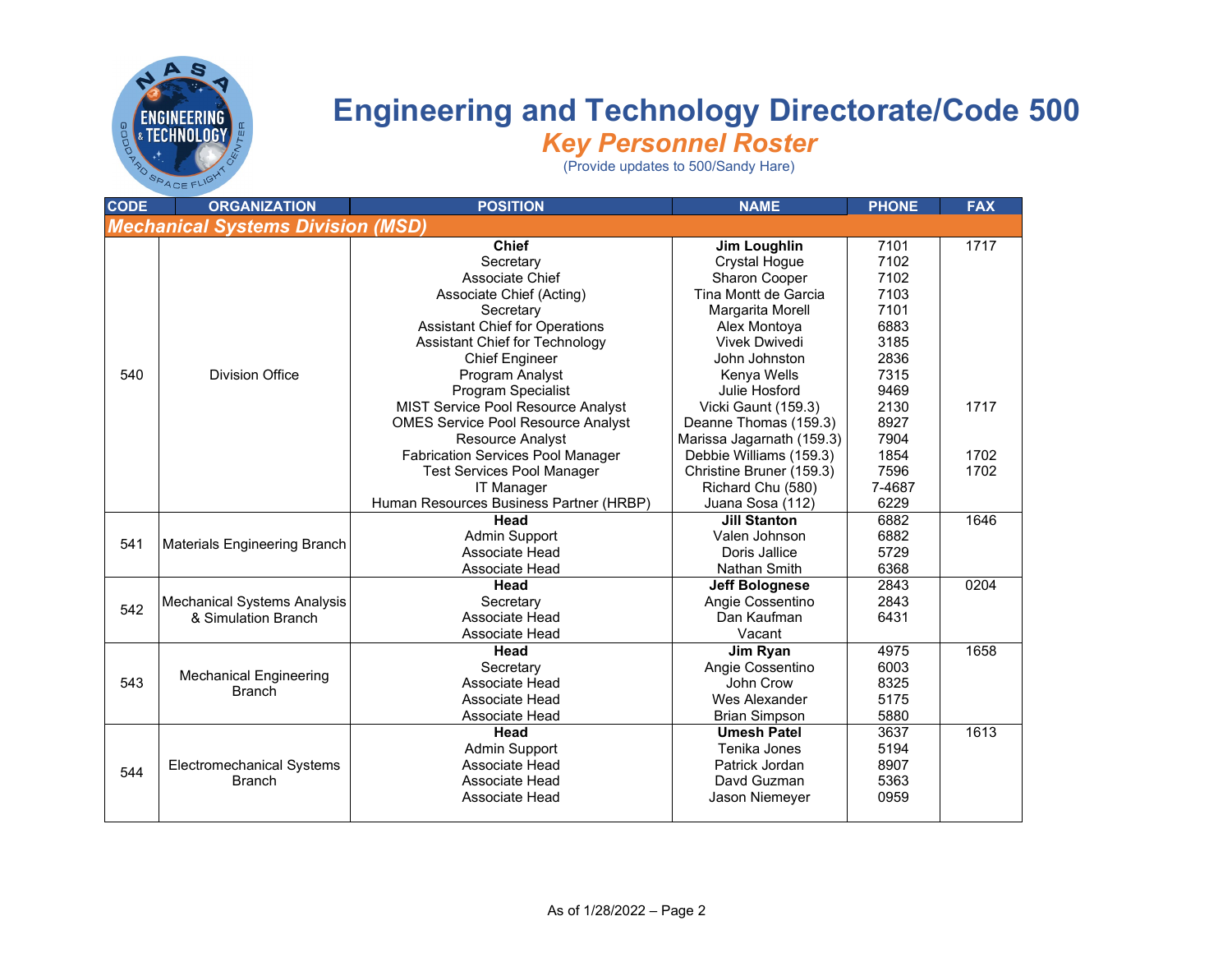# Engineering and Technology Directorate/Code 500

## *Key Personnel Roster*

(Provide updates to 500/Sandy Hare)

| CODE | ORGANIZATION | POSITION | NAME | PHONE | FAX |
|---|---|---|---|---|---|
| ***Mechanical Systems Division (MSD)*** | | | | | |
| 540 | Division Office | **Chief** | **Jim Loughlin** | 7101 | 1717 |
| | | Secretary | Crystal Hogue | 7102 | |
| | | Associate Chief | Sharon Cooper | 7102 | |
| | | Associate Chief (Acting) | Tina Montt de Garcia | 7103 | |
| | | Secretary | Margarita Morell | 7101 | |
| | | Assistant Chief for Operations | Alex Montoya | 6883 | |
| | | Assistant Chief for Technology | Vivek Dwivedi | 3185 | |
| | | Chief Engineer | John Johnston | 2836 | |
| | | Program Analyst | Kenya Wells | 7315 | |
| | | Program Specialist | Julie Hosford | 9469 | |
| | | MIST Service Pool Resource Analyst | Vicki Gaunt (159.3) | 2130 | 1717 |
| | | OMES Service Pool Resource Analyst | Deanne Thomas (159.3) | 8927 | |
| | | Resource Analyst | Marissa Jagarnath (159.3) | 7904 | |
| | | Fabrication Services Pool Manager | Debbie Williams (159.3) | 1854 | 1702 |
| | | Test Services Pool Manager | Christine Bruner (159.3) | 7596 | 1702 |
| | | IT Manager | Richard Chu (580) | 7-4687 | |
| | | Human Resources Business Partner (HRBP) | Juana Sosa (112) | 6229 | |
| 541 | Materials Engineering Branch | **Head** | **Jill Stanton** | 6882 | 1646 |
| | | Admin Support | Valen Johnson | 6882 | |
| | | Associate Head | Doris Jallice | 5729 | |
| | | Associate Head | Nathan Smith | 6368 | |
| 542 | Mechanical Systems Analysis & Simulation Branch | **Head** | **Jeff Bolognese** | 2843 | 0204 |
| | | Secretary | Angie Cossentino | 2843 | |
| | | Associate Head | Dan Kaufman | 6431 | |
| | | Associate Head | Vacant | | |
| 543 | Mechanical Engineering Branch | **Head** | **Jim Ryan** | 4975 | 1658 |
| | | Secretary | Angie Cossentino | 6003 | |
| | | Associate Head | John Crow | 8325 | |
| | | Associate Head | Wes Alexander | 5175 | |
| | | Associate Head | Brian Simpson | 5880 | |
| 544 | Electromechanical Systems Branch | **Head** | **Umesh Patel** | 3637 | 1613 |
| | | Admin Support | Tenika Jones | 5194 | |
| | | Associate Head | Patrick Jordan | 8907 | |
| | | Associate Head | Davd Guzman | 5363 | |
| | | Associate Head | Jason Niemeyer | 0959 | |

As of 1/28/2022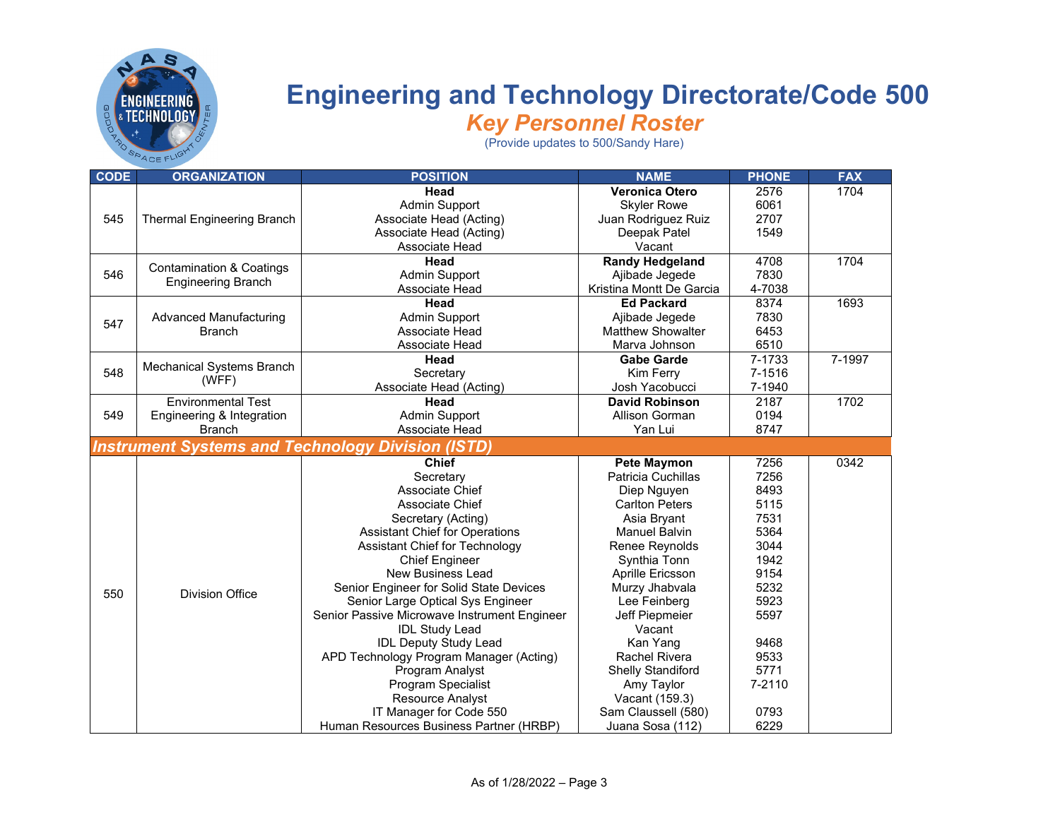# Engineering and Technology Directorate/Code 500

## *Key Personnel Roster*

(Provide updates to 500/Sandy Hare)

| CODE | ORGANIZATION | POSITION | NAME | PHONE | FAX |
|---|---|---|---|---|---|
| 545 | Thermal Engineering Branch | **Head** | **Veronica Otero** | 2576 | 1704 |
| | | Admin Support | Skyler Rowe | 6061 | |
| | | Associate Head (Acting) | Juan Rodriguez Ruiz | 2707 | |
| | | Associate Head (Acting) | Deepak Patel | 1549 | |
| | | Associate Head | Vacant | | |
| 546 | Contamination & Coatings Engineering Branch | **Head** | **Randy Hedgeland** | 4708 | 1704 |
| | | Admin Support | Ajibade Jegede | 7830 | |
| | | Associate Head | Kristina Montt De Garcia | 4-7038 | |
| 547 | Advanced Manufacturing Branch | **Head** | **Ed Packard** | 8374 | 1693 |
| | | Admin Support | Ajibade Jegede | 7830 | |
| | | Associate Head | Matthew Showalter | 6453 | |
| | | Associate Head | Marva Johnson | 6510 | |
| 548 | Mechanical Systems Branch (WFF) | **Head** | **Gabe Garde** | 7-1733 | 7-1997 |
| | | Secretary | Kim Ferry | 7-1516 | |
| | | Associate Head (Acting) | Josh Yacobucci | 7-1940 | |
| 549 | Environmental Test Engineering & Integration Branch | **Head** | **David Robinson** | 2187 | 1702 |
| | | Admin Support | Allison Gorman | 0194 | |
| | | Associate Head | Yan Lui | 8747 | |
| ***Instrument Systems and Technology Division (ISTD)*** | | | | | |
| 550 | Division Office | **Chief** | **Pete Maymon** | 7256 | 0342 |
| | | Secretary | Patricia Cuchillas | 7256 | |
| | | Associate Chief | Diep Nguyen | 8493 | |
| | | Associate Chief | Carlton Peters | 5115 | |
| | | Secretary (Acting) | Asia Bryant | 7531 | |
| | | Assistant Chief for Operations | Manuel Balvin | 5364 | |
| | | Assistant Chief for Technology | Renee Reynolds | 3044 | |
| | | Chief Engineer | Synthia Tonn | 1942 | |
| | | New Business Lead | Aprille Ericsson | 9154 | |
| | | Senior Engineer for Solid State Devices | Murzy Jhabvala | 5232 | |
| | | Senior Large Optical Sys Engineer | Lee Feinberg | 5923 | |
| | | Senior Passive Microwave Instrument Engineer | Jeff Piepmeier | 5597 | |
| | | IDL Study Lead | Vacant | | |
| | | IDL Deputy Study Lead | Kan Yang | 9468 | |
| | | APD Technology Program Manager (Acting) | Rachel Rivera | 9533 | |
| | | Program Analyst | Shelly Standiford | 5771 | |
| | | Program Specialist | Amy Taylor | 7-2110 | |
| | | Resource Analyst | Vacant (159.3) | | |
| | | IT Manager for Code 550 | Sam Claussell (580) | 0793 | |
| | | Human Resources Business Partner (HRBP) | Juana Sosa (112) | 6229 | |

As of 1/28/2022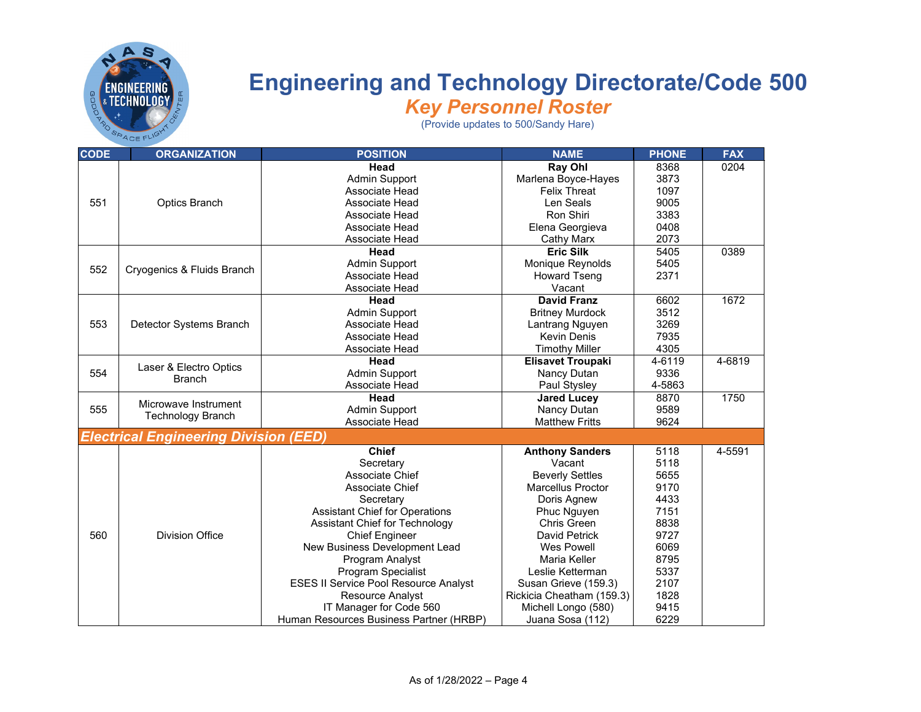# Engineering and Technology Directorate/Code 500

## *Key Personnel Roster*

(Provide updates to 500/Sandy Hare)

| CODE | ORGANIZATION | POSITION | NAME | PHONE | FAX |
|---|---|---|---|---|---|
| 551 | Optics Branch | **Head** | **Ray Ohl** | 8368 | 0204 |
| | | Admin Support | Marlena Boyce-Hayes | 3873 | |
| | | Associate Head | Felix Threat | 1097 | |
| | | Associate Head | Len Seals | 9005 | |
| | | Associate Head | Ron Shiri | 3383 | |
| | | Associate Head | Elena Georgieva | 0408 | |
| | | Associate Head | Cathy Marx | 2073 | |
| 552 | Cryogenics & Fluids Branch | **Head** | **Eric Silk** | 5405 | 0389 |
| | | Admin Support | Monique Reynolds | 5405 | |
| | | Associate Head | Howard Tseng | 2371 | |
| | | Associate Head | Vacant | | |
| 553 | Detector Systems Branch | **Head** | **David Franz** | 6602 | 1672 |
| | | Admin Support | Britney Murdock | 3512 | |
| | | Associate Head | Lantrang Nguyen | 3269 | |
| | | Associate Head | Kevin Denis | 7935 | |
| | | Associate Head | Timothy Miller | 4305 | |
| 554 | Laser & Electro Optics Branch | **Head** | **Elisavet Troupaki** | 4-6119 | 4-6819 |
| | | Admin Support | Nancy Dutan | 9336 | |
| | | Associate Head | Paul Stysley | 4-5863 | |
| 555 | Microwave Instrument Technology Branch | **Head** | **Jared Lucey** | 8870 | 1750 |
| | | Admin Support | Nancy Dutan | 9589 | |
| | | Associate Head | Matthew Fritts | 9624 | |
| ***Electrical Engineering Division (EED)*** | | | | | |
| 560 | Division Office | **Chief** | **Anthony Sanders** | 5118 | 4-5591 |
| | | Secretary | Vacant | 5118 | |
| | | Associate Chief | Beverly Settles | 5655 | |
| | | Associate Chief | Marcellus Proctor | 9170 | |
| | | Secretary | Doris Agnew | 4433 | |
| | | Assistant Chief for Operations | Phuc Nguyen | 7151 | |
| | | Assistant Chief for Technology | Chris Green | 8838 | |
| | | Chief Engineer | David Petrick | 9727 | |
| | | New Business Development Lead | Wes Powell | 6069 | |
| | | Program Analyst | Maria Keller | 8795 | |
| | | Program Specialist | Leslie Ketterman | 5337 | |
| | | ESES II Service Pool Resource Analyst | Susan Grieve (159.3) | 2107 | |
| | | Resource Analyst | Rickicia Cheatham (159.3) | 1828 | |
| | | IT Manager for Code 560 | Michell Longo (580) | 9415 | |
| | | Human Resources Business Partner (HRBP) | Juana Sosa (112) | 6229 | |

As of 1/28/2022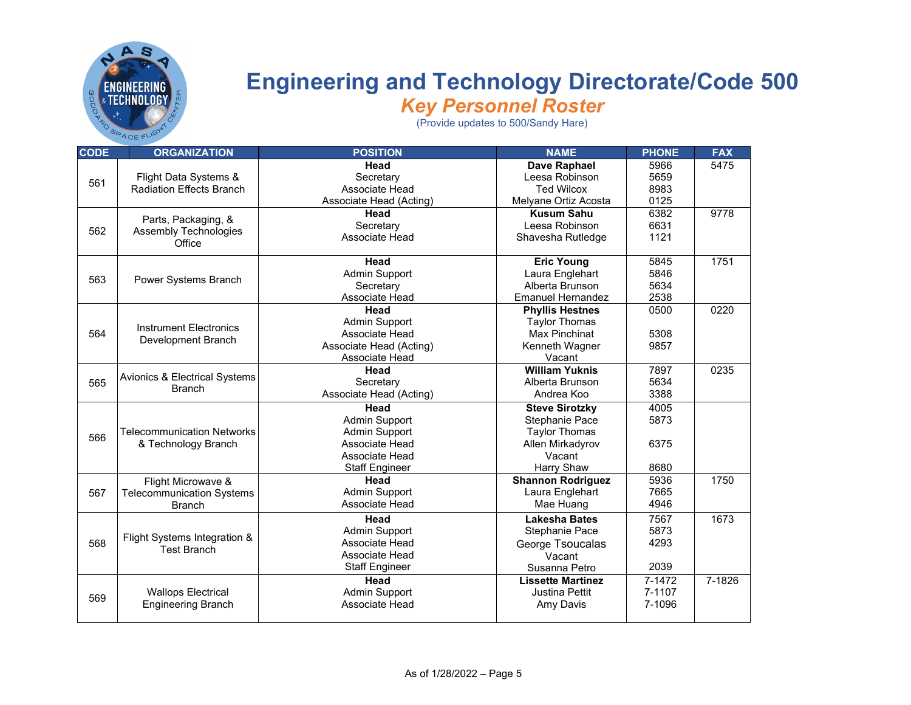# Engineering and Technology Directorate/Code 500

## *Key Personnel Roster*

(Provide updates to 500/Sandy Hare)

| CODE | ORGANIZATION | POSITION | NAME | PHONE | FAX |
|---|---|---|---|---|---|
| 561 | Flight Data Systems & Radiation Effects Branch | **Head** | **Dave Raphael** | 5966 | 5475 |
| | | Secretary | Leesa Robinson | 5659 | |
| | | Associate Head | Ted Wilcox | 8983 | |
| | | Associate Head (Acting) | Melyane Ortiz Acosta | 0125 | |
| 562 | Parts, Packaging, & Assembly Technologies Office | **Head** | **Kusum Sahu** | 6382 | 9778 |
| | | Secretary | Leesa Robinson | 6631 | |
| | | Associate Head | Shavesha Rutledge | 1121 | |
| 563 | Power Systems Branch | **Head** | **Eric Young** | 5845 | 1751 |
| | | Admin Support | Laura Englehart | 5846 | |
| | | Secretary | Alberta Brunson | 5634 | |
| | | Associate Head | Emanuel Hernandez | 2538 | |
| 564 | Instrument Electronics Development Branch | **Head** | **Phyllis Hestnes** | 0500 | 0220 |
| | | Admin Support | Taylor Thomas | | |
| | | Associate Head | Max Pinchinat | 5308 | |
| | | Associate Head (Acting) | Kenneth Wagner | 9857 | |
| | | Associate Head | Vacant | | |
| 565 | Avionics & Electrical Systems Branch | **Head** | **William Yuknis** | 7897 | 0235 |
| | | Secretary | Alberta Brunson | 5634 | |
| | | Associate Head (Acting) | Andrea Koo | 3388 | |
| 566 | Telecommunication Networks & Technology Branch | **Head** | **Steve Sirotzky** | 4005 | |
| | | Admin Support | Stephanie Pace | 5873 | |
| | | Admin Support | Taylor Thomas | | |
| | | Associate Head | Allen Mirkadyrov | 6375 | |
| | | Associate Head | Vacant | | |
| | | Staff Engineer | Harry Shaw | 8680 | |
| 567 | Flight Microwave & Telecommunication Systems Branch | **Head** | **Shannon Rodriguez** | 5936 | 1750 |
| | | Admin Support | Laura Englehart | 7665 | |
| | | Associate Head | Mae Huang | 4946 | |
| 568 | Flight Systems Integration & Test Branch | **Head** | **Lakesha Bates** | 7567 | 1673 |
| | | Admin Support | Stephanie Pace | 5873 | |
| | | Associate Head | George Tsoucalas | 4293 | |
| | | Associate Head | Vacant | | |
| | | Staff Engineer | Susanna Petro | 2039 | |
| 569 | Wallops Electrical Engineering Branch | **Head** | **Lissette Martinez** | 7-1472 | 7-1826 |
| | | Admin Support | Justina Pettit | 7-1107 | |
| | | Associate Head | Amy Davis | 7-1096 | |

As of 1/28/2022 – Page 5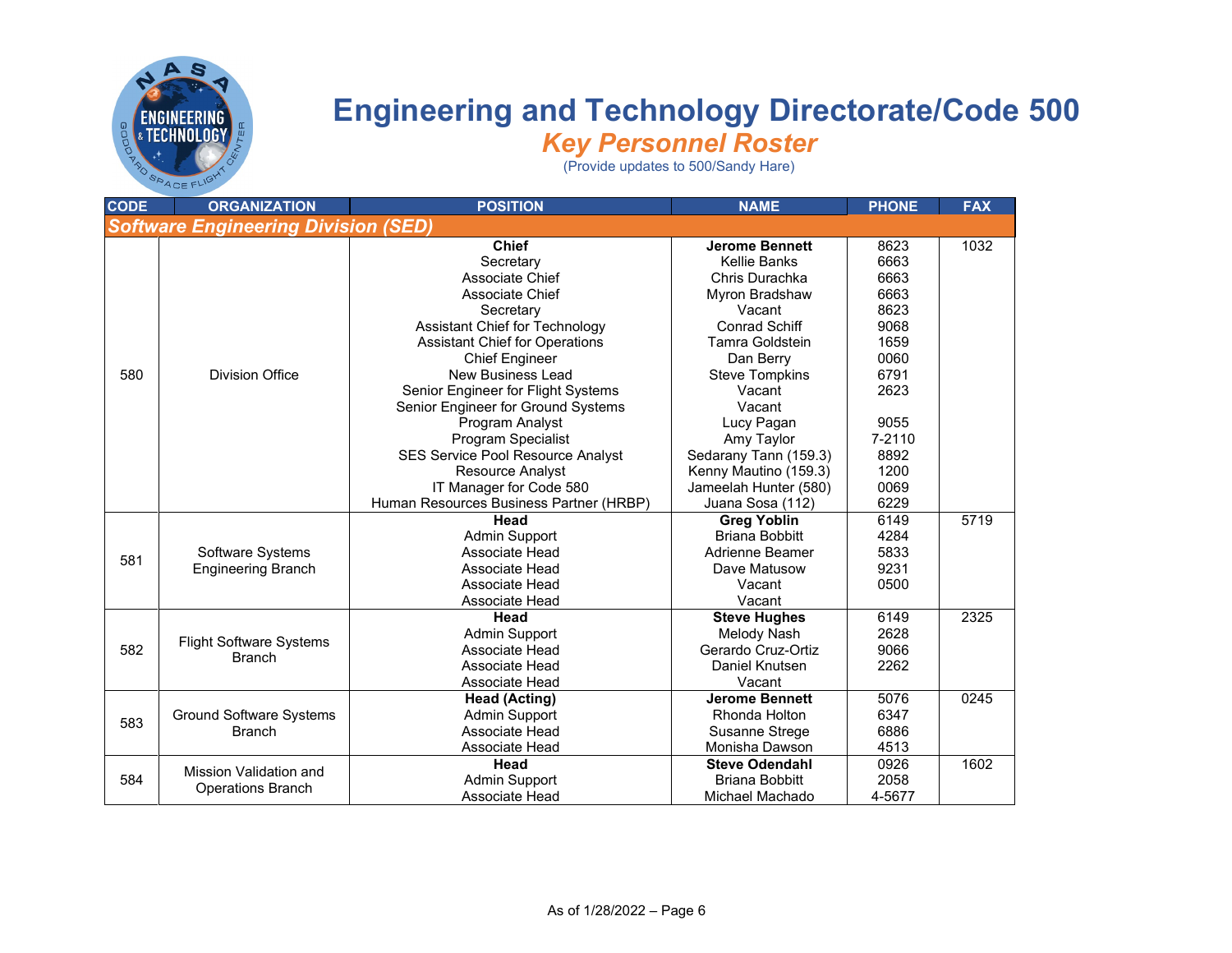# Engineering and Technology Directorate/Code 500

## *Key Personnel Roster*

(Provide updates to 500/Sandy Hare)

| CODE | ORGANIZATION | POSITION | NAME | PHONE | FAX |
|---|---|---|---|---|---|
| ***Software Engineering Division (SED)*** | | | | | |
| 580 | Division Office | **Chief** | **Jerome Bennett** | 8623 | 1032 |
| | | Secretary | Kellie Banks | 6663 | |
| | | Associate Chief | Chris Durachka | 6663 | |
| | | Associate Chief | Myron Bradshaw | 6663 | |
| | | Secretary | Vacant | 8623 | |
| | | Assistant Chief for Technology | Conrad Schiff | 9068 | |
| | | Assistant Chief for Operations | Tamra Goldstein | 1659 | |
| | | Chief Engineer | Dan Berry | 0060 | |
| | | New Business Lead | Steve Tompkins | 6791 | |
| | | Senior Engineer for Flight Systems | Vacant | 2623 | |
| | | Senior Engineer for Ground Systems | Vacant | | |
| | | Program Analyst | Lucy Pagan | 9055 | |
| | | Program Specialist | Amy Taylor | 7-2110 | |
| | | SES Service Pool Resource Analyst | Sedarany Tann (159.3) | 8892 | |
| | | Resource Analyst | Kenny Mautino (159.3) | 1200 | |
| | | IT Manager for Code 580 | Jameelah Hunter (580) | 0069 | |
| | | Human Resources Business Partner (HRBP) | Juana Sosa (112) | 6229 | |
| 581 | Software Systems Engineering Branch | **Head** | **Greg Yoblin** | 6149 | 5719 |
| | | Admin Support | Briana Bobbitt | 4284 | |
| | | Associate Head | Adrienne Beamer | 5833 | |
| | | Associate Head | Dave Matusow | 9231 | |
| | | Associate Head | Vacant | 0500 | |
| | | Associate Head | Vacant | | |
| 582 | Flight Software Systems Branch | **Head** | **Steve Hughes** | 6149 | 2325 |
| | | Admin Support | Melody Nash | 2628 | |
| | | Associate Head | Gerardo Cruz-Ortiz | 9066 | |
| | | Associate Head | Daniel Knutsen | 2262 | |
| | | Associate Head | Vacant | | |
| 583 | Ground Software Systems Branch | **Head (Acting)** | **Jerome Bennett** | 5076 | 0245 |
| | | Admin Support | Rhonda Holton | 6347 | |
| | | Associate Head | Susanne Strege | 6886 | |
| | | Associate Head | Monisha Dawson | 4513 | |
| 584 | Mission Validation and Operations Branch | **Head** | **Steve Odendahl** | 0926 | 1602 |
| | | Admin Support | Briana Bobbitt | 2058 | |
| | | Associate Head | Michael Machado | 4-5677 | |

As of 1/28/2022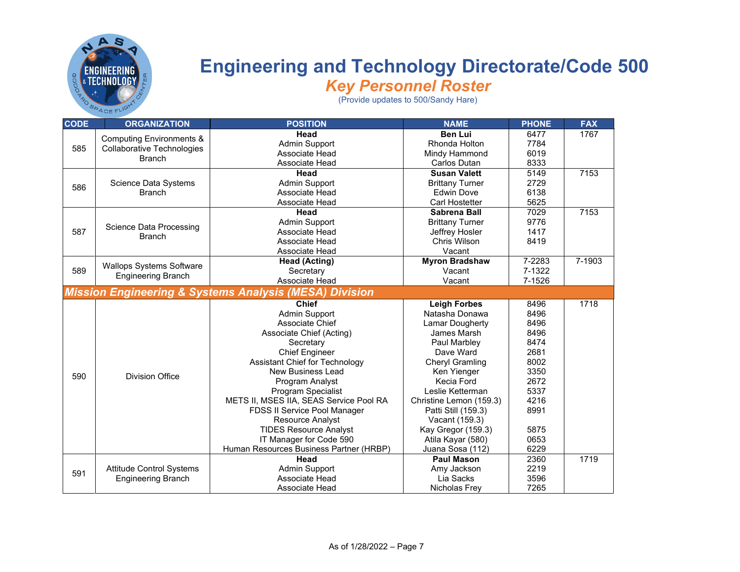# Engineering and Technology Directorate/Code 500

## *Key Personnel Roster*

(Provide updates to 500/Sandy Hare)

| CODE | ORGANIZATION | POSITION | NAME | PHONE | FAX |
|---|---|---|---|---|---|
| 585 | Computing Environments & Collaborative Technologies Branch | **Head** | **Ben Lui** | 6477 | 1767 |
| | | Admin Support | Rhonda Holton | 7784 | |
| | | Associate Head | Mindy Hammond | 6019 | |
| | | Associate Head | Carlos Dutan | 8333 | |
| 586 | Science Data Systems Branch | **Head** | **Susan Valett** | 5149 | 7153 |
| | | Admin Support | Brittany Turner | 2729 | |
| | | Associate Head | Edwin Dove | 6138 | |
| | | Associate Head | Carl Hostetter | 5625 | |
| 587 | Science Data Processing Branch | **Head** | **Sabrena Ball** | 7029 | 7153 |
| | | Admin Support | Brittany Turner | 9776 | |
| | | Associate Head | Jeffrey Hosler | 1417 | |
| | | Associate Head | Chris Wilson | 8419 | |
| | | Associate Head | Vacant | | |
| 589 | Wallops Systems Software Engineering Branch | **Head (Acting)** | **Myron Bradshaw** | 7-2283 | 7-1903 |
| | | Secretary | Vacant | 7-1322 | |
| | | Associate Head | Vacant | 7-1526 | |
| ***Mission Engineering & Systems Analysis (MESA) Division*** | | | | | |
| 590 | Division Office | **Chief** | **Leigh Forbes** | 8496 | 1718 |
| | | Admin Support | Natasha Donawa | 8496 | |
| | | Associate Chief | Lamar Dougherty | 8496 | |
| | | Associate Chief (Acting) | James Marsh | 8496 | |
| | | Secretary | Paul Marbley | 8474 | |
| | | Chief Engineer | Dave Ward | 2681 | |
| | | Assistant Chief for Technology | Cheryl Gramling | 8002 | |
| | | New Business Lead | Ken Yienger | 3350 | |
| | | Program Analyst | Kecia Ford | 2672 | |
| | | Program Specialist | Leslie Ketterman | 5337 | |
| | | METS II, MSES IIA, SEAS Service Pool RA | Christine Lemon (159.3) | 4216 | |
| | | FDSS II Service Pool Manager | Patti Still (159.3) | 8991 | |
| | | Resource Analyst | Vacant (159.3) | | |
| | | TIDES Resource Analyst | Kay Gregor (159.3) | 5875 | |
| | | IT Manager for Code 590 | Atila Kayar (580) | 0653 | |
| | | Human Resources Business Partner (HRBP) | Juana Sosa (112) | 6229 | |
| 591 | Attitude Control Systems Engineering Branch | **Head** | **Paul Mason** | 2360 | 1719 |
| | | Admin Support | Amy Jackson | 2219 | |
| | | Associate Head | Lia Sacks | 3596 | |
| | | Associate Head | Nicholas Frey | 7265 | |

As of 1/28/2022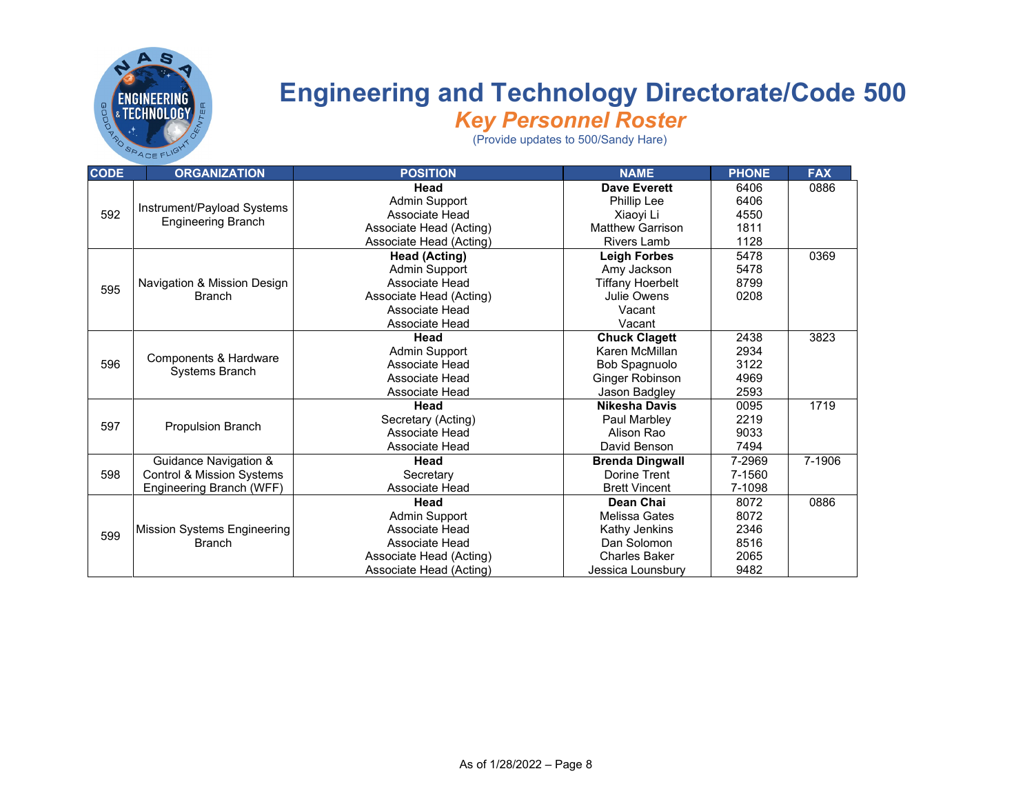# Engineering and Technology Directorate/Code 500

## *Key Personnel Roster*

(Provide updates to 500/Sandy Hare)

| CODE | ORGANIZATION | POSITION | NAME | PHONE | FAX |
|---|---|---|---|---|---|
| 592 | Instrument/Payload Systems Engineering Branch | **Head** | **Dave Everett** | 6406 | 0886 |
| | | Admin Support | Phillip Lee | 6406 | |
| | | Associate Head | Xiaoyi Li | 4550 | |
| | | Associate Head (Acting) | Matthew Garrison | 1811 | |
| | | Associate Head (Acting) | Rivers Lamb | 1128 | |
| 595 | Navigation & Mission Design Branch | **Head (Acting)** | **Leigh Forbes** | 5478 | 0369 |
| | | Admin Support | Amy Jackson | 5478 | |
| | | Associate Head | Tiffany Hoerbelt | 8799 | |
| | | Associate Head (Acting) | Julie Owens | 0208 | |
| | | Associate Head | Vacant | | |
| | | Associate Head | Vacant | | |
| 596 | Components & Hardware Systems Branch | **Head** | **Chuck Clagett** | 2438 | 3823 |
| | | Admin Support | Karen McMillan | 2934 | |
| | | Associate Head | Bob Spagnuolo | 3122 | |
| | | Associate Head | Ginger Robinson | 4969 | |
| | | Associate Head | Jason Badgley | 2593 | |
| 597 | Propulsion Branch | **Head** | **Nikesha Davis** | 0095 | 1719 |
| | | Secretary (Acting) | Paul Marbley | 2219 | |
| | | Associate Head | Alison Rao | 9033 | |
| | | Associate Head | David Benson | 7494 | |
| 598 | Guidance Navigation & Control & Mission Systems Engineering Branch (WFF) | **Head** | **Brenda Dingwall** | 7-2969 | 7-1906 |
| | | Secretary | Dorine Trent | 7-1560 | |
| | | Associate Head | Brett Vincent | 7-1098 | |
| 599 | Mission Systems Engineering Branch | **Head** | **Dean Chai** | 8072 | 0886 |
| | | Admin Support | Melissa Gates | 8072 | |
| | | Associate Head | Kathy Jenkins | 2346 | |
| | | Associate Head | Dan Solomon | 8516 | |
| | | Associate Head (Acting) | Charles Baker | 2065 | |
| | | Associate Head (Acting) | Jessica Lounsbury | 9482 | |

As of 1/28/2022